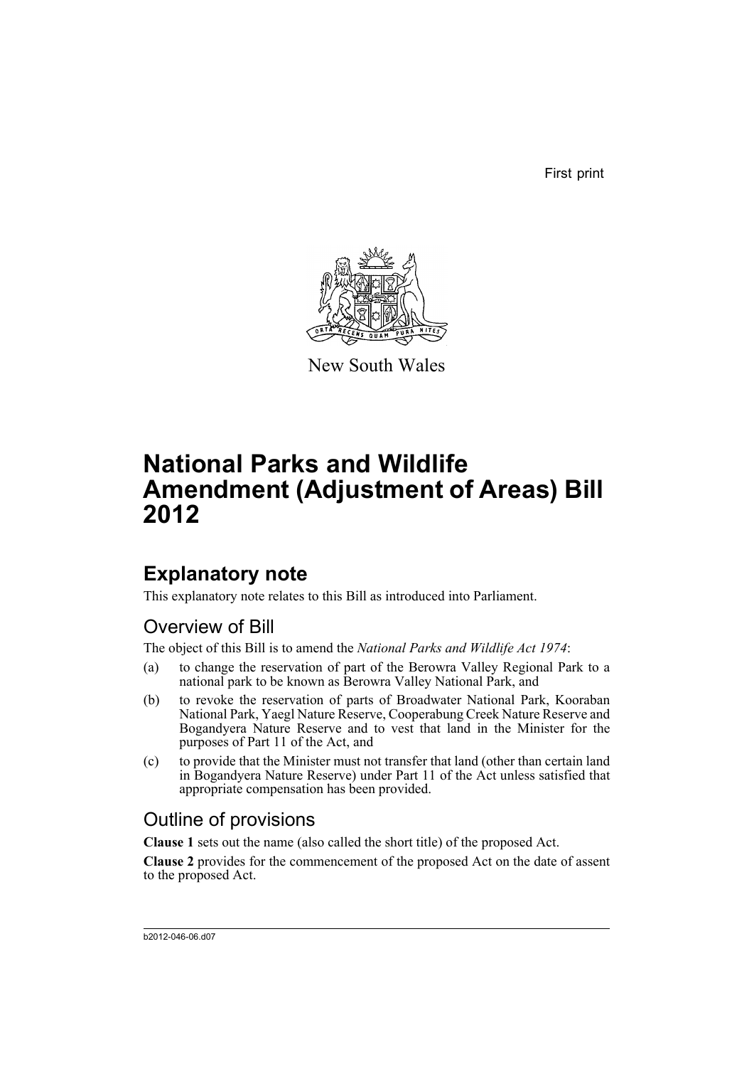First print

New South Wales

# National Parks and Wildlife Amendment (Adjustment of Areas) Bill 2012

## Explanatory note

This explanatory note relates to this Bill as introduced into Parliament.

### Overview of Bill

The object of this Bill is to amend the *National Parks and Wildlife Act 1974*:

(a) to change the reservation of part of the Berowra Valley Regional Park to a national park to be known as Berowra Valley National Park, and

(b) to revoke the reservation of parts of Broadwater National Park, Kooraban National Park, Yaegl Nature Reserve, Cooperabung Creek Nature Reserve and Bogandyera Nature Reserve and to vest that land in the Minister for the purposes of Part 11 of the Act, and

(c) to provide that the Minister must not transfer that land (other than certain land in Bogandyera Nature Reserve) under Part 11 of the Act unless satisfied that appropriate compensation has been provided.

### Outline of provisions

**Clause 1** sets out the name (also called the short title) of the proposed Act.

**Clause 2** provides for the commencement of the proposed Act on the date of assent to the proposed Act.

b2012-046-06.d07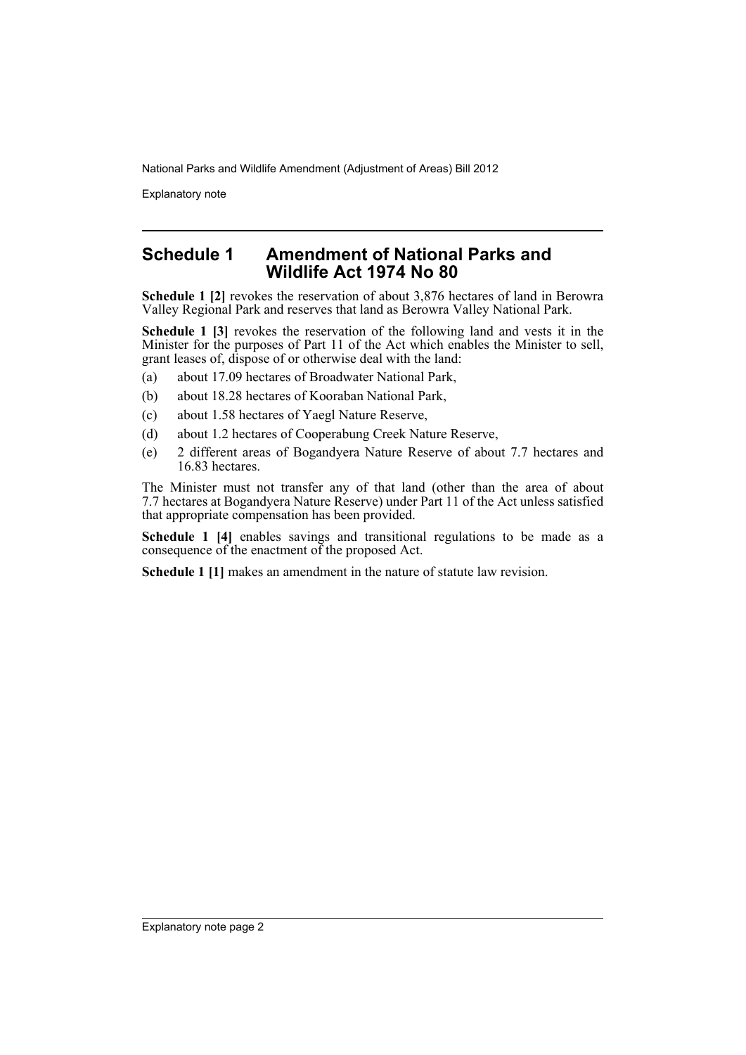## Schedule 1 Amendment of National Parks and Wildlife Act 1974 No 80

**Schedule 1 [2]** revokes the reservation of about 3,876 hectares of land in Berowra Valley Regional Park and reserves that land as Berowra Valley National Park.

**Schedule 1 [3]** revokes the reservation of the following land and vests it in the Minister for the purposes of Part 11 of the Act which enables the Minister to sell, grant leases of, dispose of or otherwise deal with the land:

(a) about 17.09 hectares of Broadwater National Park,

(b) about 18.28 hectares of Kooraban National Park,

(c) about 1.58 hectares of Yaegl Nature Reserve,

(d) about 1.2 hectares of Cooperabung Creek Nature Reserve,

(e) 2 different areas of Bogandyera Nature Reserve of about 7.7 hectares and 16.83 hectares.

The Minister must not transfer any of that land (other than the area of about 7.7 hectares at Bogandyera Nature Reserve) under Part 11 of the Act unless satisfied that appropriate compensation has been provided.

**Schedule 1 [4]** enables savings and transitional regulations to be made as a consequence of the enactment of the proposed Act.

**Schedule 1 [1]** makes an amendment in the nature of statute law revision.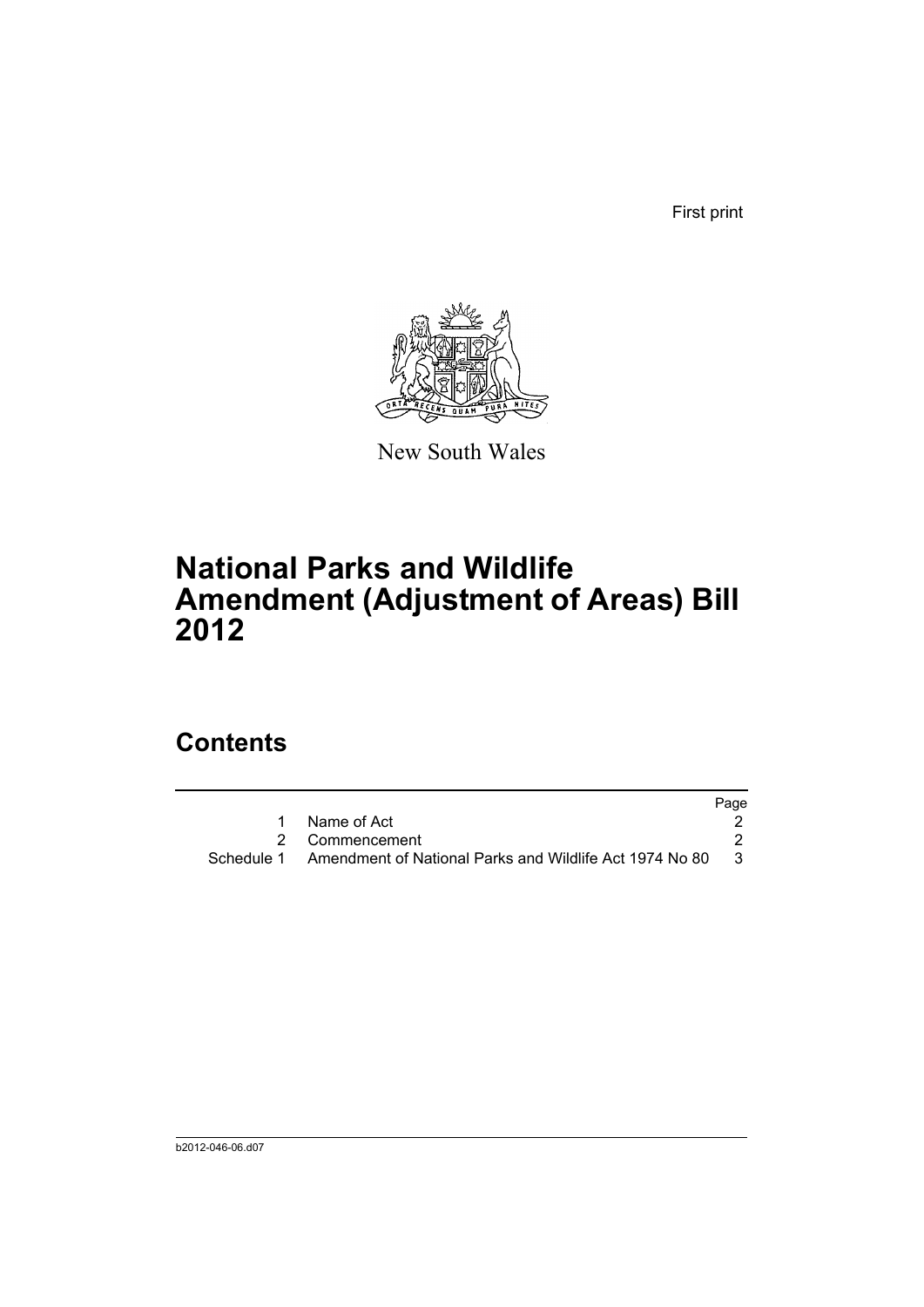First print

New South Wales

# National Parks and Wildlife Amendment (Adjustment of Areas) Bill 2012

## Contents

| | | Page |
|---|---|---|
| 1 | Name of Act | 2 |
| 2 | Commencement | 2 |
| Schedule 1 | Amendment of National Parks and Wildlife Act 1974 No 80 | 3 |

b2012-046-06.d07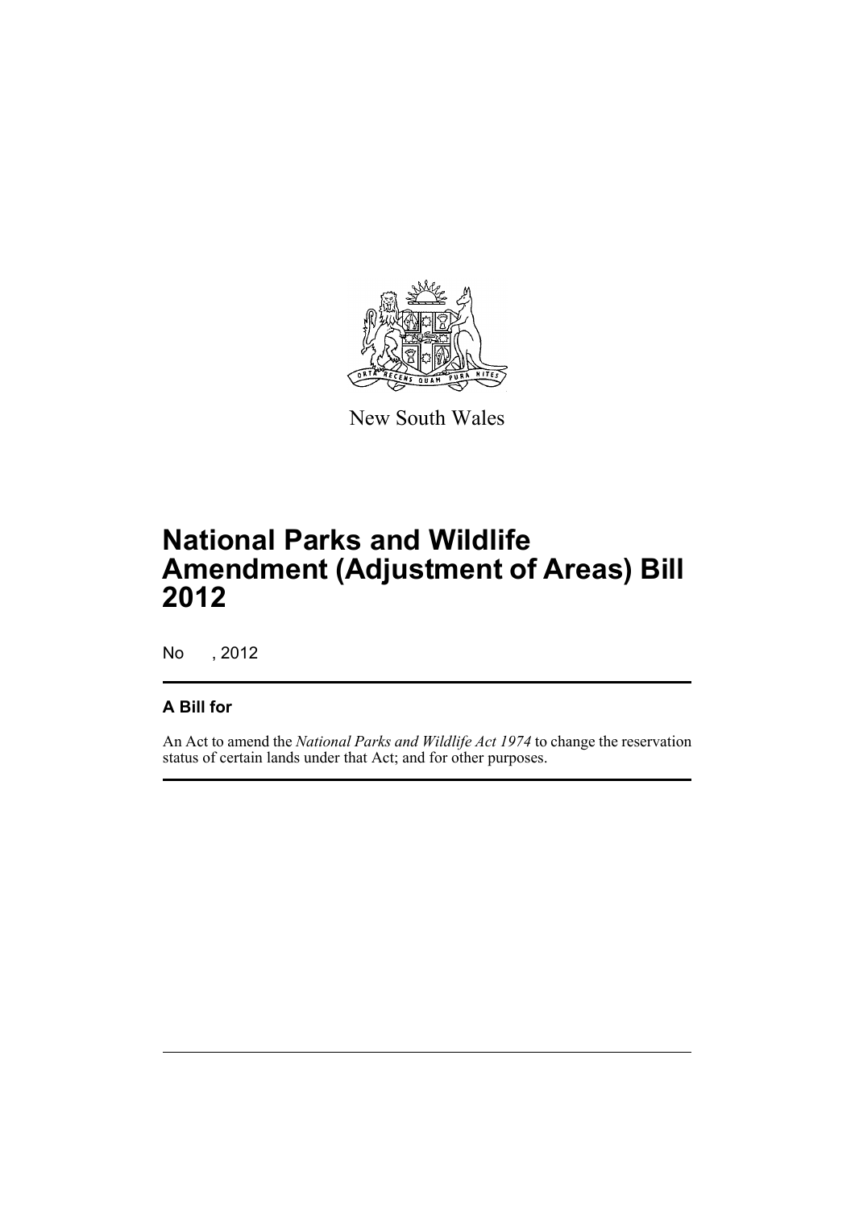New South Wales

# National Parks and Wildlife Amendment (Adjustment of Areas) Bill 2012

No , 2012

## A Bill for

An Act to amend the *National Parks and Wildlife Act 1974* to change the reservation status of certain lands under that Act; and for other purposes.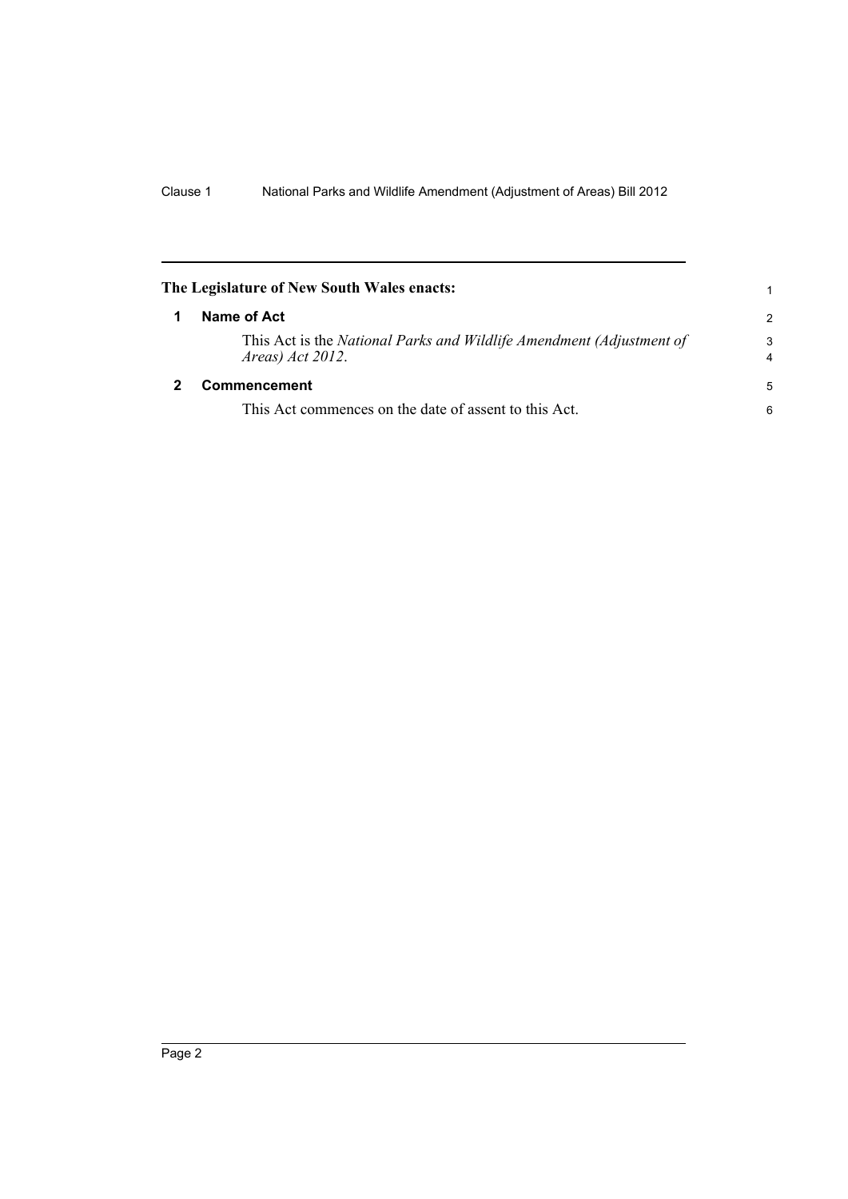**The Legislature of New South Wales enacts:**

## 1 Name of Act

This Act is the *National Parks and Wildlife Amendment (Adjustment of Areas) Act 2012*.

## 2 Commencement

This Act commences on the date of assent to this Act.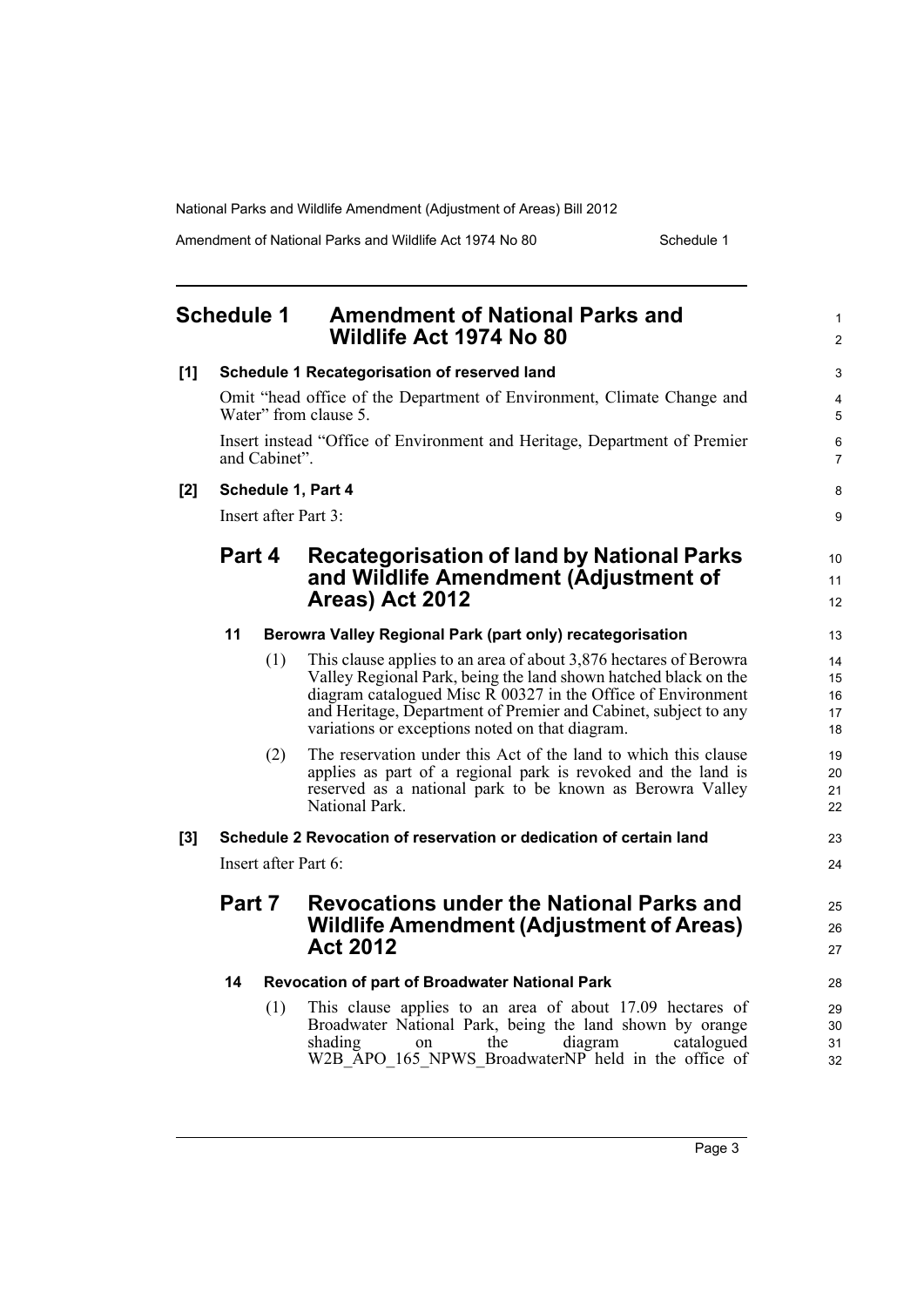## Schedule 1 Amendment of National Parks and Wildlife Act 1974 No 80

**[1] Schedule 1 Recategorisation of reserved land**

Omit "head office of the Department of Environment, Climate Change and Water" from clause 5.

Insert instead "Office of Environment and Heritage, Department of Premier and Cabinet".

**[2] Schedule 1, Part 4**

Insert after Part 3:

### Part 4 Recategorisation of land by National Parks and Wildlife Amendment (Adjustment of Areas) Act 2012

**11 Berowra Valley Regional Park (part only) recategorisation**

(1) This clause applies to an area of about 3,876 hectares of Berowra Valley Regional Park, being the land shown hatched black on the diagram catalogued Misc R 00327 in the Office of Environment and Heritage, Department of Premier and Cabinet, subject to any variations or exceptions noted on that diagram.

(2) The reservation under this Act of the land to which this clause applies as part of a regional park is revoked and the land is reserved as a national park to be known as Berowra Valley National Park.

**[3] Schedule 2 Revocation of reservation or dedication of certain land**

Insert after Part 6:

### Part 7 Revocations under the National Parks and Wildlife Amendment (Adjustment of Areas) Act 2012

**14 Revocation of part of Broadwater National Park**

(1) This clause applies to an area of about 17.09 hectares of Broadwater National Park, being the land shown by orange shading on the diagram catalogued W2B_APO_165_NPWS_BroadwaterNP held in the office of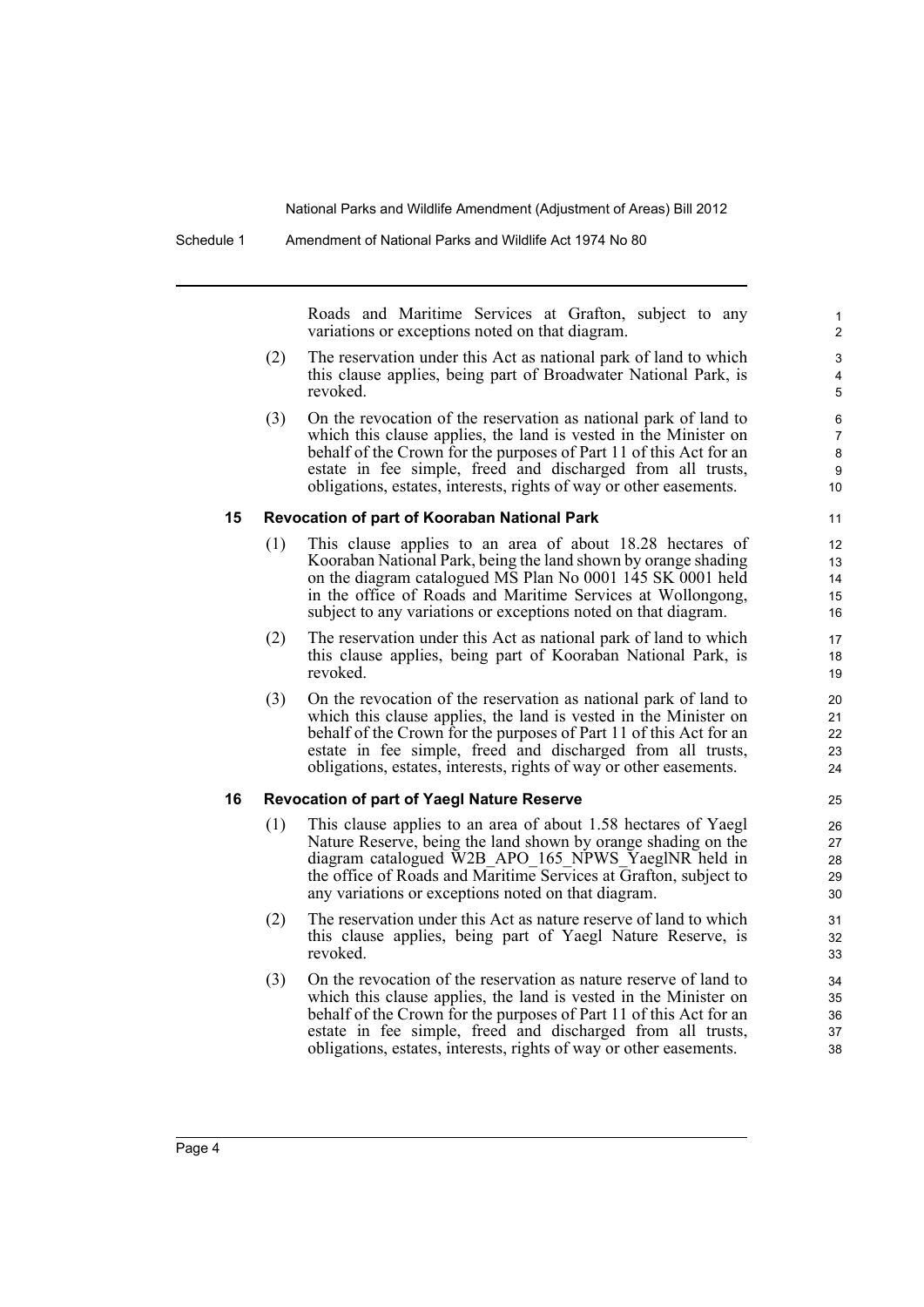Roads and Maritime Services at Grafton, subject to any variations or exceptions noted on that diagram.

(2) The reservation under this Act as national park of land to which this clause applies, being part of Broadwater National Park, is revoked.

(3) On the revocation of the reservation as national park of land to which this clause applies, the land is vested in the Minister on behalf of the Crown for the purposes of Part 11 of this Act for an estate in fee simple, freed and discharged from all trusts, obligations, estates, interests, rights of way or other easements.

### 15 Revocation of part of Kooraban National Park

(1) This clause applies to an area of about 18.28 hectares of Kooraban National Park, being the land shown by orange shading on the diagram catalogued MS Plan No 0001 145 SK 0001 held in the office of Roads and Maritime Services at Wollongong, subject to any variations or exceptions noted on that diagram.

(2) The reservation under this Act as national park of land to which this clause applies, being part of Kooraban National Park, is revoked.

(3) On the revocation of the reservation as national park of land to which this clause applies, the land is vested in the Minister on behalf of the Crown for the purposes of Part 11 of this Act for an estate in fee simple, freed and discharged from all trusts, obligations, estates, interests, rights of way or other easements.

### 16 Revocation of part of Yaegl Nature Reserve

(1) This clause applies to an area of about 1.58 hectares of Yaegl Nature Reserve, being the land shown by orange shading on the diagram catalogued W2B_APO_165_NPWS_YaeglNR held in the office of Roads and Maritime Services at Grafton, subject to any variations or exceptions noted on that diagram.

(2) The reservation under this Act as nature reserve of land to which this clause applies, being part of Yaegl Nature Reserve, is revoked.

(3) On the revocation of the reservation as nature reserve of land to which this clause applies, the land is vested in the Minister on behalf of the Crown for the purposes of Part 11 of this Act for an estate in fee simple, freed and discharged from all trusts, obligations, estates, interests, rights of way or other easements.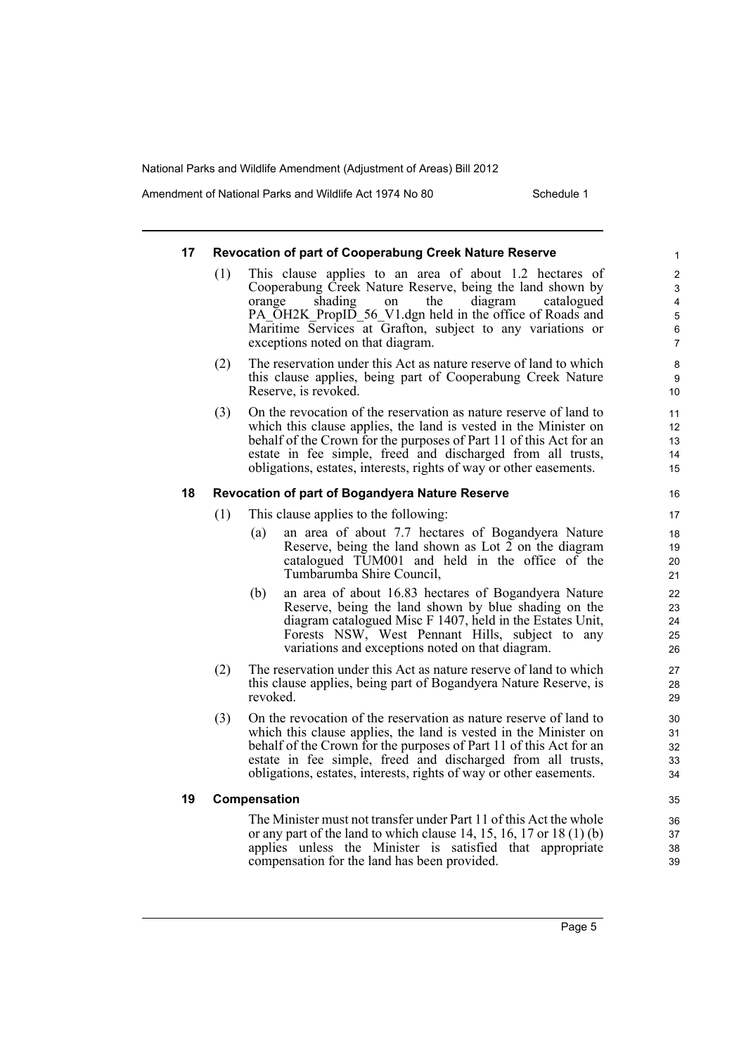### 17 Revocation of part of Cooperabung Creek Nature Reserve

(1) This clause applies to an area of about 1.2 hectares of Cooperabung Creek Nature Reserve, being the land shown by orange shading on the diagram catalogued PA_OH2K_PropID_56_V1.dgn held in the office of Roads and Maritime Services at Grafton, subject to any variations or exceptions noted on that diagram.

(2) The reservation under this Act as nature reserve of land to which this clause applies, being part of Cooperabung Creek Nature Reserve, is revoked.

(3) On the revocation of the reservation as nature reserve of land to which this clause applies, the land is vested in the Minister on behalf of the Crown for the purposes of Part 11 of this Act for an estate in fee simple, freed and discharged from all trusts, obligations, estates, interests, rights of way or other easements.

### 18 Revocation of part of Bogandyera Nature Reserve

(1) This clause applies to the following:

(a) an area of about 7.7 hectares of Bogandyera Nature Reserve, being the land shown as Lot 2 on the diagram catalogued TUM001 and held in the office of the Tumbarumba Shire Council,

(b) an area of about 16.83 hectares of Bogandyera Nature Reserve, being the land shown by blue shading on the diagram catalogued Misc F 1407, held in the Estates Unit, Forests NSW, West Pennant Hills, subject to any variations and exceptions noted on that diagram.

(2) The reservation under this Act as nature reserve of land to which this clause applies, being part of Bogandyera Nature Reserve, is revoked.

(3) On the revocation of the reservation as nature reserve of land to which this clause applies, the land is vested in the Minister on behalf of the Crown for the purposes of Part 11 of this Act for an estate in fee simple, freed and discharged from all trusts, obligations, estates, interests, rights of way or other easements.

### 19 Compensation

The Minister must not transfer under Part 11 of this Act the whole or any part of the land to which clause 14, 15, 16, 17 or 18 (1) (b) applies unless the Minister is satisfied that appropriate compensation for the land has been provided.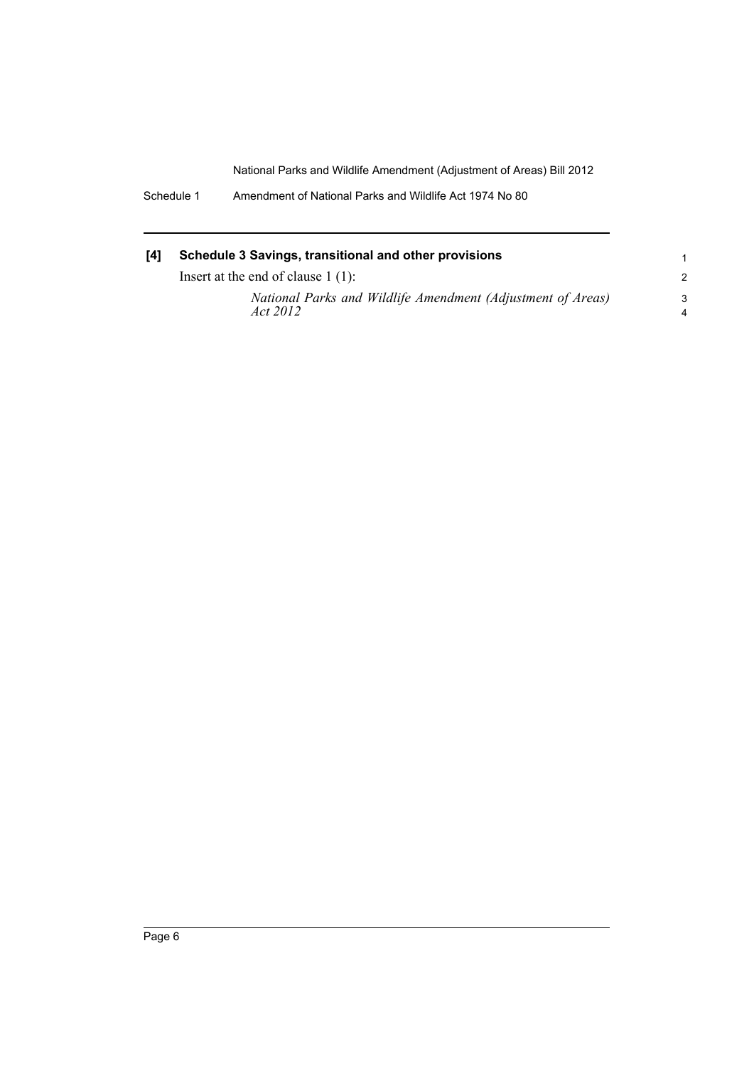**[4] Schedule 3 Savings, transitional and other provisions**

Insert at the end of clause 1 (1):

*National Parks and Wildlife Amendment (Adjustment of Areas) Act 2012*